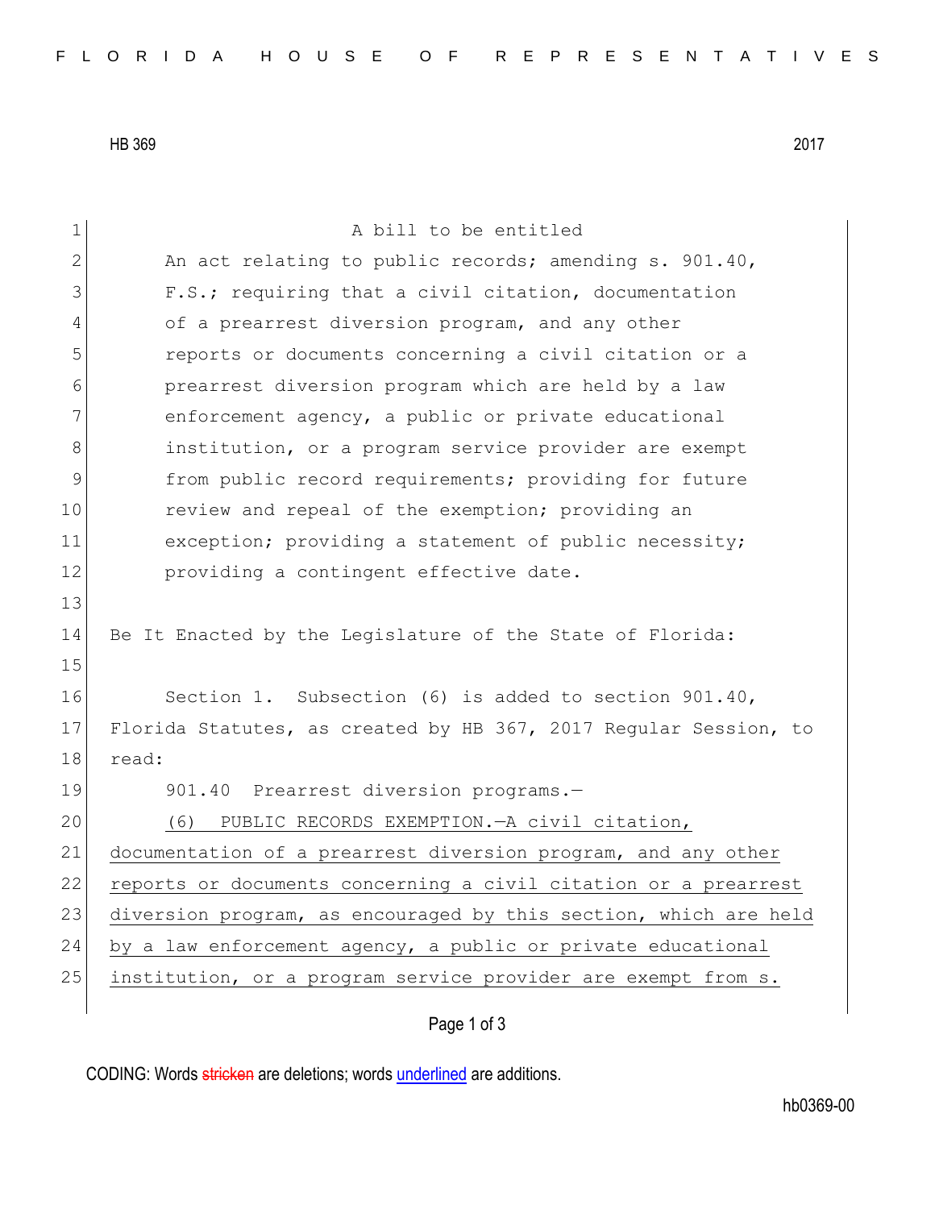HB 369 2017

A bill to be entitled

An act relating to public records; amending s. 901.40, F.S.; requiring that a civil citation, documentation of a prearrest diversion program, and any other reports or documents concerning a civil citation or a prearrest diversion program which are held by a law enforcement agency, a public or private educational institution, or a program service provider are exempt from public record requirements; providing for future review and repeal of the exemption; providing an exception; providing a statement of public necessity; providing a contingent effective date.

Be It Enacted by the Legislature of the State of Florida:

Section 1. Subsection (6) is added to section 901.40, Florida Statutes, as created by HB 367, 2017 Regular Session, to read:

901.40 Prearrest diversion programs.—

(6) PUBLIC RECORDS EXEMPTION.—A civil citation, documentation of a prearrest diversion program, and any other reports or documents concerning a civil citation or a prearrest diversion program, as encouraged by this section, which are held by a law enforcement agency, a public or private educational institution, or a program service provider are exempt from s.

CODING: Words stricken are deletions; words underlined are additions.

hb0369-00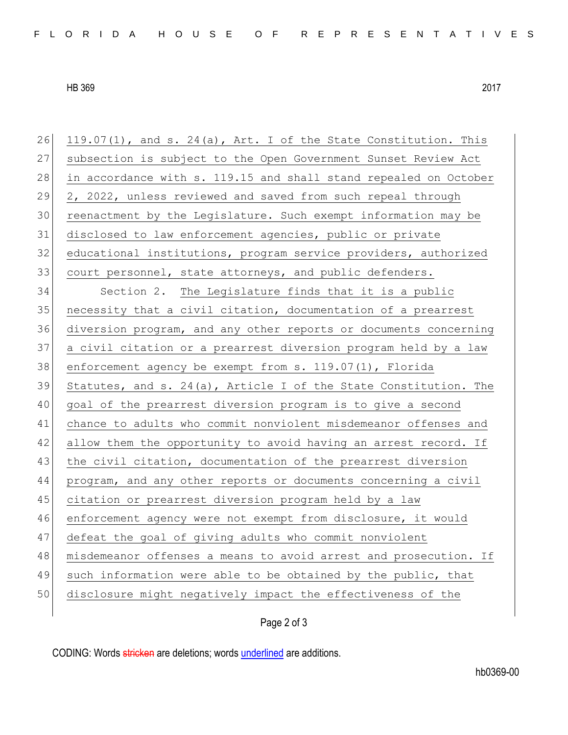119.07(1), and s. 24(a), Art. I of the State Constitution. This subsection is subject to the Open Government Sunset Review Act in accordance with s. 119.15 and shall stand repealed on October 2, 2022, unless reviewed and saved from such repeal through reenactment by the Legislature. Such exempt information may be disclosed to law enforcement agencies, public or private educational institutions, program service providers, authorized court personnel, state attorneys, and public defenders.

Section 2. The Legislature finds that it is a public necessity that a civil citation, documentation of a prearrest diversion program, and any other reports or documents concerning a civil citation or a prearrest diversion program held by a law enforcement agency be exempt from s. 119.07(1), Florida Statutes, and s. 24(a), Article I of the State Constitution. The goal of the prearrest diversion program is to give a second chance to adults who commit nonviolent misdemeanor offenses and allow them the opportunity to avoid having an arrest record. If the civil citation, documentation of the prearrest diversion program, and any other reports or documents concerning a civil citation or prearrest diversion program held by a law enforcement agency were not exempt from disclosure, it would defeat the goal of giving adults who commit nonviolent misdemeanor offenses a means to avoid arrest and prosecution. If such information were able to be obtained by the public, that disclosure might negatively impact the effectiveness of the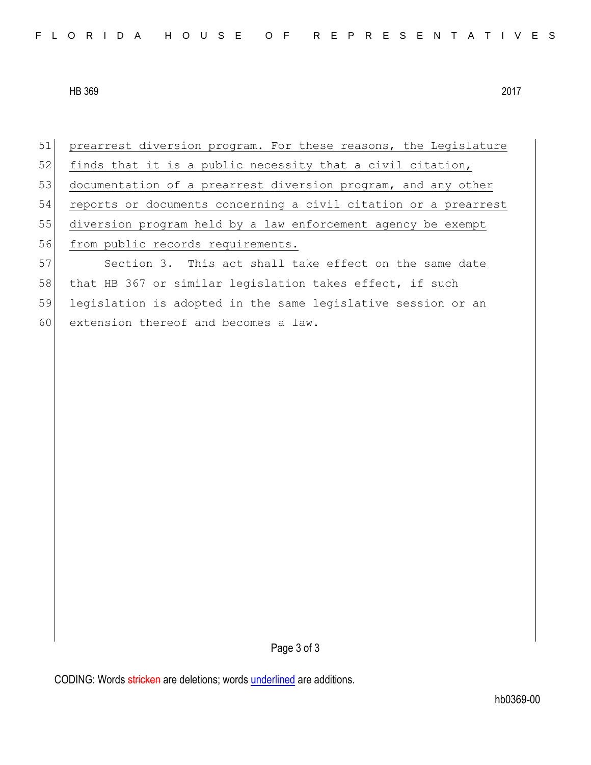51 prearrest diversion program. For these reasons, the Legislature
52 finds that it is a public necessity that a civil citation,
53 documentation of a prearrest diversion program, and any other
54 reports or documents concerning a civil citation or a prearrest
55 diversion program held by a law enforcement agency be exempt
56 from public records requirements.

57 Section 3. This act shall take effect on the same date
58 that HB 367 or similar legislation takes effect, if such
59 legislation is adopted in the same legislative session or an
60 extension thereof and becomes a law.